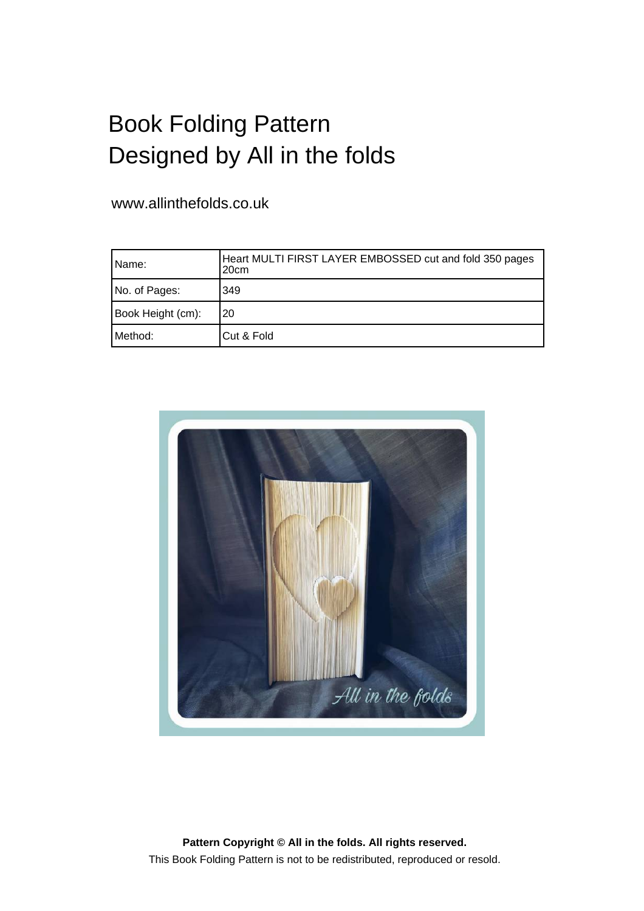# Book Folding Pattern
# Designed by All in the folds

www.allinthefolds.co.uk

| Name: | Heart MULTI FIRST LAYER EMBOSSED cut and fold 350 pages 20cm |
|---|---|
| No. of Pages: | 349 |
| Book Height (cm): | 20 |
| Method: | Cut & Fold |

**Pattern Copyright © All in the folds. All rights reserved.**

This Book Folding Pattern is not to be redistributed, reproduced or resold.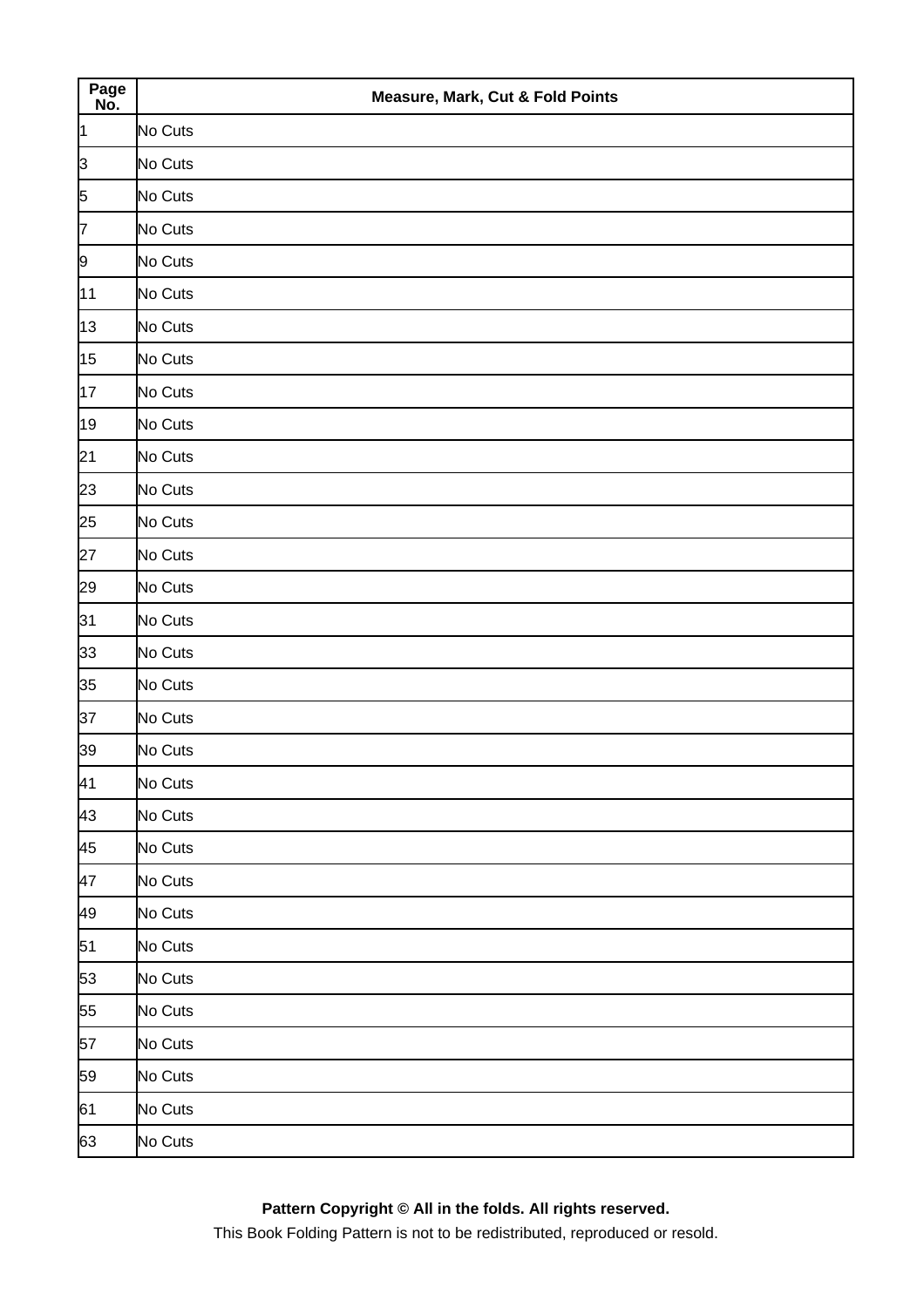| Page No. | Measure, Mark, Cut & Fold Points |
| --- | --- |
| 1 | No Cuts |
| 3 | No Cuts |
| 5 | No Cuts |
| 7 | No Cuts |
| 9 | No Cuts |
| 11 | No Cuts |
| 13 | No Cuts |
| 15 | No Cuts |
| 17 | No Cuts |
| 19 | No Cuts |
| 21 | No Cuts |
| 23 | No Cuts |
| 25 | No Cuts |
| 27 | No Cuts |
| 29 | No Cuts |
| 31 | No Cuts |
| 33 | No Cuts |
| 35 | No Cuts |
| 37 | No Cuts |
| 39 | No Cuts |
| 41 | No Cuts |
| 43 | No Cuts |
| 45 | No Cuts |
| 47 | No Cuts |
| 49 | No Cuts |
| 51 | No Cuts |
| 53 | No Cuts |
| 55 | No Cuts |
| 57 | No Cuts |
| 59 | No Cuts |
| 61 | No Cuts |
| 63 | No Cuts |

**Pattern Copyright © All in the folds. All rights reserved.**

This Book Folding Pattern is not to be redistributed, reproduced or resold.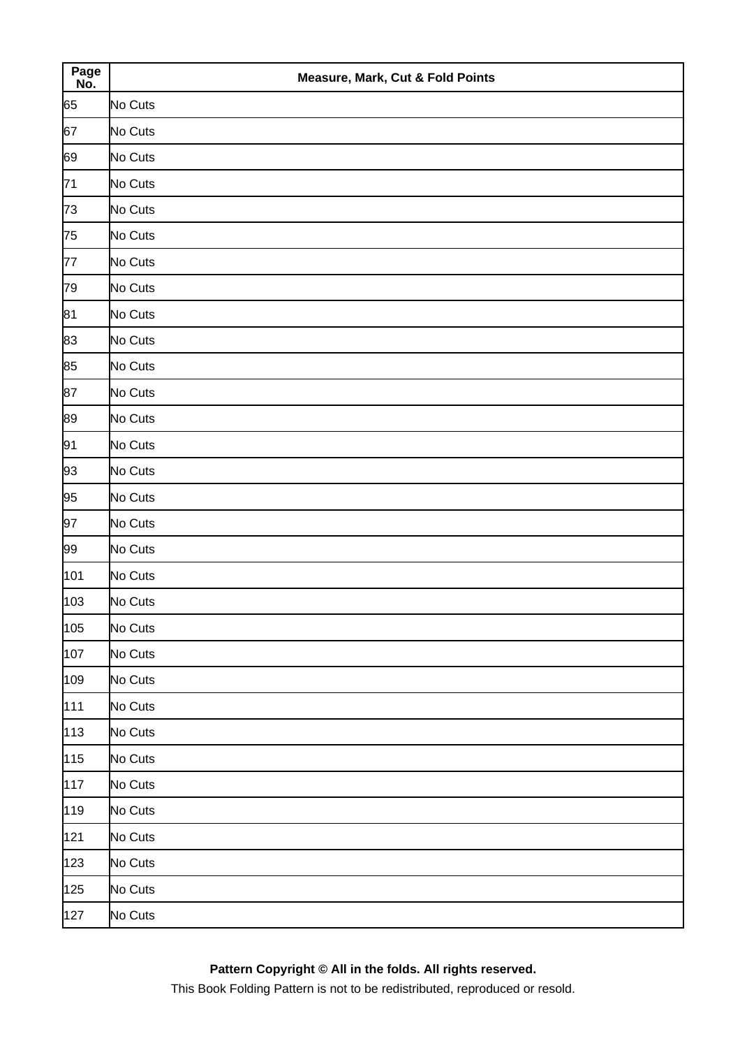| Page No. | Measure, Mark, Cut & Fold Points |
|---|---|
| 65 | No Cuts |
| 67 | No Cuts |
| 69 | No Cuts |
| 71 | No Cuts |
| 73 | No Cuts |
| 75 | No Cuts |
| 77 | No Cuts |
| 79 | No Cuts |
| 81 | No Cuts |
| 83 | No Cuts |
| 85 | No Cuts |
| 87 | No Cuts |
| 89 | No Cuts |
| 91 | No Cuts |
| 93 | No Cuts |
| 95 | No Cuts |
| 97 | No Cuts |
| 99 | No Cuts |
| 101 | No Cuts |
| 103 | No Cuts |
| 105 | No Cuts |
| 107 | No Cuts |
| 109 | No Cuts |
| 111 | No Cuts |
| 113 | No Cuts |
| 115 | No Cuts |
| 117 | No Cuts |
| 119 | No Cuts |
| 121 | No Cuts |
| 123 | No Cuts |
| 125 | No Cuts |
| 127 | No Cuts |

**Pattern Copyright © All in the folds. All rights reserved.**

This Book Folding Pattern is not to be redistributed, reproduced or resold.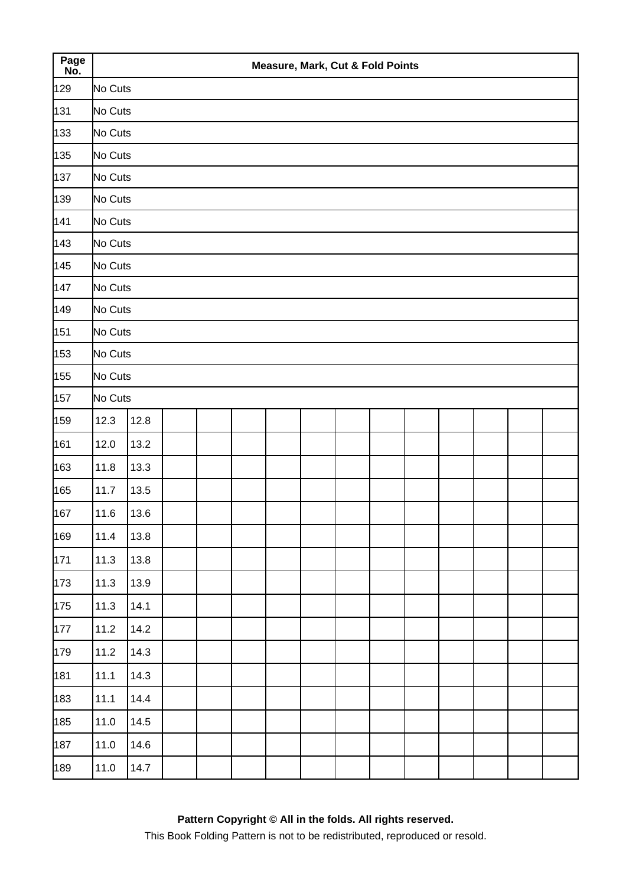| Page No. | Measure, Mark, Cut & Fold Points | | | | | | | | | | | | | |
| --- | --- | --- | --- | --- | --- | --- | --- | --- | --- | --- | --- | --- | --- | --- |
| 129 | No Cuts | | | | | | | | | | | | | |
| 131 | No Cuts | | | | | | | | | | | | | |
| 133 | No Cuts | | | | | | | | | | | | | |
| 135 | No Cuts | | | | | | | | | | | | | |
| 137 | No Cuts | | | | | | | | | | | | | |
| 139 | No Cuts | | | | | | | | | | | | | |
| 141 | No Cuts | | | | | | | | | | | | | |
| 143 | No Cuts | | | | | | | | | | | | | |
| 145 | No Cuts | | | | | | | | | | | | | |
| 147 | No Cuts | | | | | | | | | | | | | |
| 149 | No Cuts | | | | | | | | | | | | | |
| 151 | No Cuts | | | | | | | | | | | | | |
| 153 | No Cuts | | | | | | | | | | | | | |
| 155 | No Cuts | | | | | | | | | | | | | |
| 157 | No Cuts | | | | | | | | | | | | | |
| 159 | 12.3 | 12.8 | | | | | | | | | | | | |
| 161 | 12.0 | 13.2 | | | | | | | | | | | | |
| 163 | 11.8 | 13.3 | | | | | | | | | | | | |
| 165 | 11.7 | 13.5 | | | | | | | | | | | | |
| 167 | 11.6 | 13.6 | | | | | | | | | | | | |
| 169 | 11.4 | 13.8 | | | | | | | | | | | | |
| 171 | 11.3 | 13.8 | | | | | | | | | | | | |
| 173 | 11.3 | 13.9 | | | | | | | | | | | | |
| 175 | 11.3 | 14.1 | | | | | | | | | | | | |
| 177 | 11.2 | 14.2 | | | | | | | | | | | | |
| 179 | 11.2 | 14.3 | | | | | | | | | | | | |
| 181 | 11.1 | 14.3 | | | | | | | | | | | | |
| 183 | 11.1 | 14.4 | | | | | | | | | | | | |
| 185 | 11.0 | 14.5 | | | | | | | | | | | | |
| 187 | 11.0 | 14.6 | | | | | | | | | | | | |
| 189 | 11.0 | 14.7 | | | | | | | | | | | | |

**Pattern Copyright © All in the folds. All rights reserved.**

This Book Folding Pattern is not to be redistributed, reproduced or resold.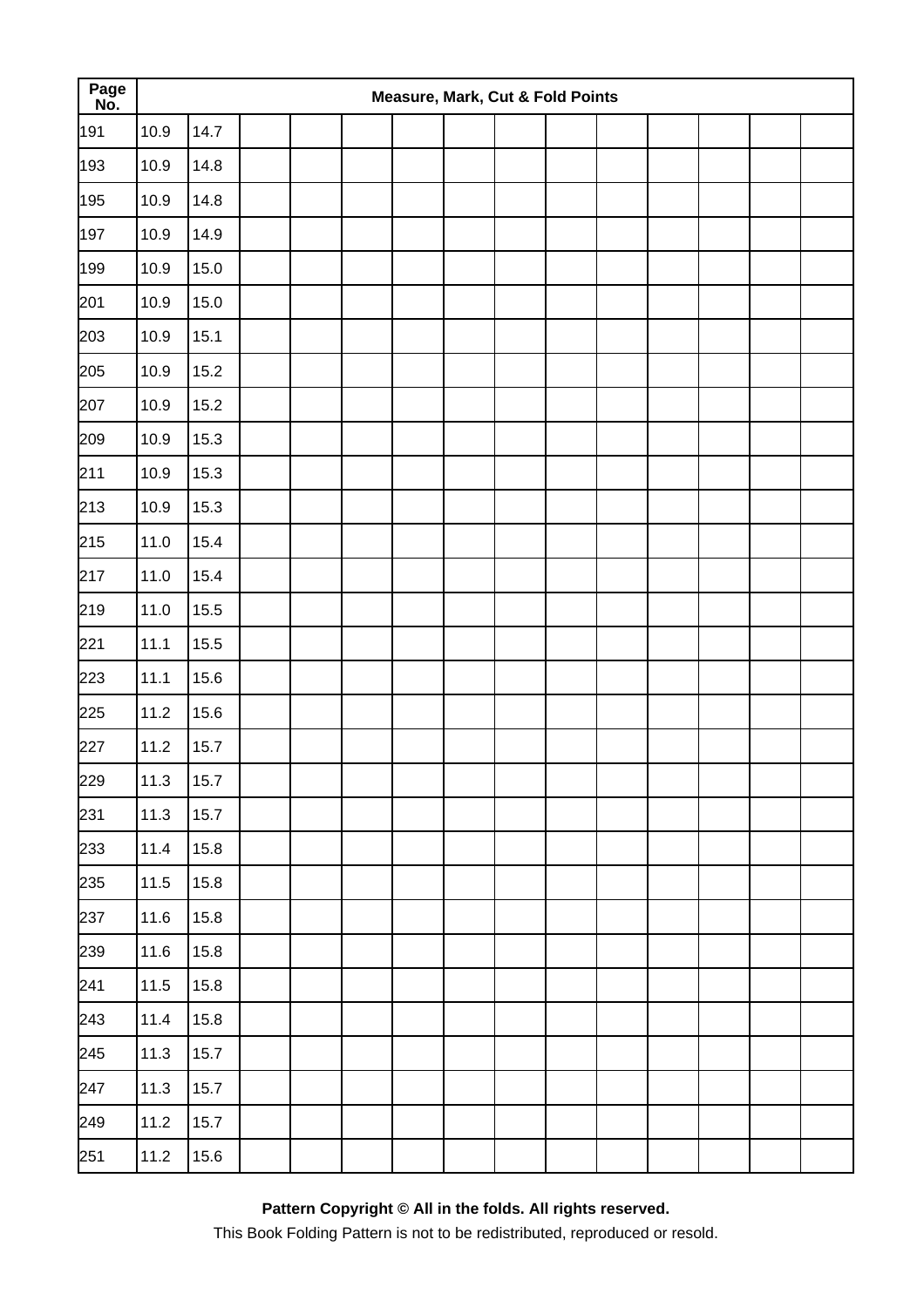| Page No. | Measure, Mark, Cut & Fold Points | | | | | | | | | | | | | |
|---|---|---|---|---|---|---|---|---|---|---|---|---|---|---|
| 191 | 10.9 | 14.7 | | | | | | | | | | | | |
| 193 | 10.9 | 14.8 | | | | | | | | | | | | |
| 195 | 10.9 | 14.8 | | | | | | | | | | | | |
| 197 | 10.9 | 14.9 | | | | | | | | | | | | |
| 199 | 10.9 | 15.0 | | | | | | | | | | | | |
| 201 | 10.9 | 15.0 | | | | | | | | | | | | |
| 203 | 10.9 | 15.1 | | | | | | | | | | | | |
| 205 | 10.9 | 15.2 | | | | | | | | | | | | |
| 207 | 10.9 | 15.2 | | | | | | | | | | | | |
| 209 | 10.9 | 15.3 | | | | | | | | | | | | |
| 211 | 10.9 | 15.3 | | | | | | | | | | | | |
| 213 | 10.9 | 15.3 | | | | | | | | | | | | |
| 215 | 11.0 | 15.4 | | | | | | | | | | | | |
| 217 | 11.0 | 15.4 | | | | | | | | | | | | |
| 219 | 11.0 | 15.5 | | | | | | | | | | | | |
| 221 | 11.1 | 15.5 | | | | | | | | | | | | |
| 223 | 11.1 | 15.6 | | | | | | | | | | | | |
| 225 | 11.2 | 15.6 | | | | | | | | | | | | |
| 227 | 11.2 | 15.7 | | | | | | | | | | | | |
| 229 | 11.3 | 15.7 | | | | | | | | | | | | |
| 231 | 11.3 | 15.7 | | | | | | | | | | | | |
| 233 | 11.4 | 15.8 | | | | | | | | | | | | |
| 235 | 11.5 | 15.8 | | | | | | | | | | | | |
| 237 | 11.6 | 15.8 | | | | | | | | | | | | |
| 239 | 11.6 | 15.8 | | | | | | | | | | | | |
| 241 | 11.5 | 15.8 | | | | | | | | | | | | |
| 243 | 11.4 | 15.8 | | | | | | | | | | | | |
| 245 | 11.3 | 15.7 | | | | | | | | | | | | |
| 247 | 11.3 | 15.7 | | | | | | | | | | | | |
| 249 | 11.2 | 15.7 | | | | | | | | | | | | |
| 251 | 11.2 | 15.6 | | | | | | | | | | | | |

**Pattern Copyright © All in the folds. All rights reserved.**

This Book Folding Pattern is not to be redistributed, reproduced or resold.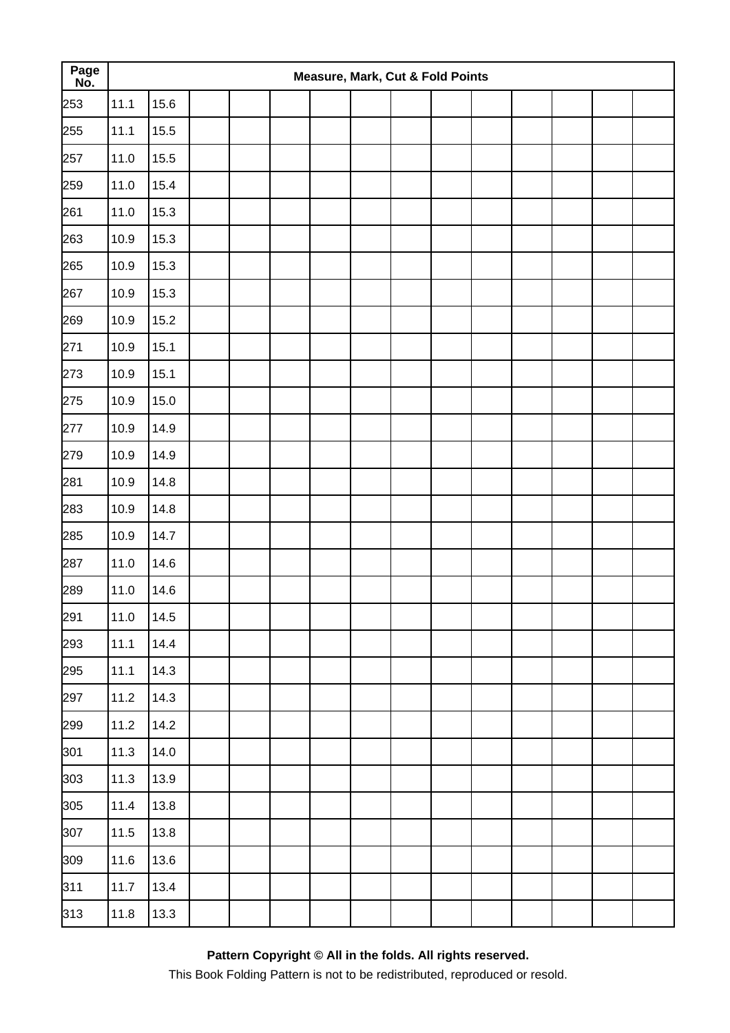| Page No. | Measure, Mark, Cut & Fold Points | | | | | | | | | | | | | |
|---|---|---|---|---|---|---|---|---|---|---|---|---|---|---|
| 253 | 11.1 | 15.6 | | | | | | | | | | | | |
| 255 | 11.1 | 15.5 | | | | | | | | | | | | |
| 257 | 11.0 | 15.5 | | | | | | | | | | | | |
| 259 | 11.0 | 15.4 | | | | | | | | | | | | |
| 261 | 11.0 | 15.3 | | | | | | | | | | | | |
| 263 | 10.9 | 15.3 | | | | | | | | | | | | |
| 265 | 10.9 | 15.3 | | | | | | | | | | | | |
| 267 | 10.9 | 15.3 | | | | | | | | | | | | |
| 269 | 10.9 | 15.2 | | | | | | | | | | | | |
| 271 | 10.9 | 15.1 | | | | | | | | | | | | |
| 273 | 10.9 | 15.1 | | | | | | | | | | | | |
| 275 | 10.9 | 15.0 | | | | | | | | | | | | |
| 277 | 10.9 | 14.9 | | | | | | | | | | | | |
| 279 | 10.9 | 14.9 | | | | | | | | | | | | |
| 281 | 10.9 | 14.8 | | | | | | | | | | | | |
| 283 | 10.9 | 14.8 | | | | | | | | | | | | |
| 285 | 10.9 | 14.7 | | | | | | | | | | | | |
| 287 | 11.0 | 14.6 | | | | | | | | | | | | |
| 289 | 11.0 | 14.6 | | | | | | | | | | | | |
| 291 | 11.0 | 14.5 | | | | | | | | | | | | |
| 293 | 11.1 | 14.4 | | | | | | | | | | | | |
| 295 | 11.1 | 14.3 | | | | | | | | | | | | |
| 297 | 11.2 | 14.3 | | | | | | | | | | | | |
| 299 | 11.2 | 14.2 | | | | | | | | | | | | |
| 301 | 11.3 | 14.0 | | | | | | | | | | | | |
| 303 | 11.3 | 13.9 | | | | | | | | | | | | |
| 305 | 11.4 | 13.8 | | | | | | | | | | | | |
| 307 | 11.5 | 13.8 | | | | | | | | | | | | |
| 309 | 11.6 | 13.6 | | | | | | | | | | | | |
| 311 | 11.7 | 13.4 | | | | | | | | | | | | |
| 313 | 11.8 | 13.3 | | | | | | | | | | | | |

**Pattern Copyright © All in the folds. All rights reserved.**

This Book Folding Pattern is not to be redistributed, reproduced or resold.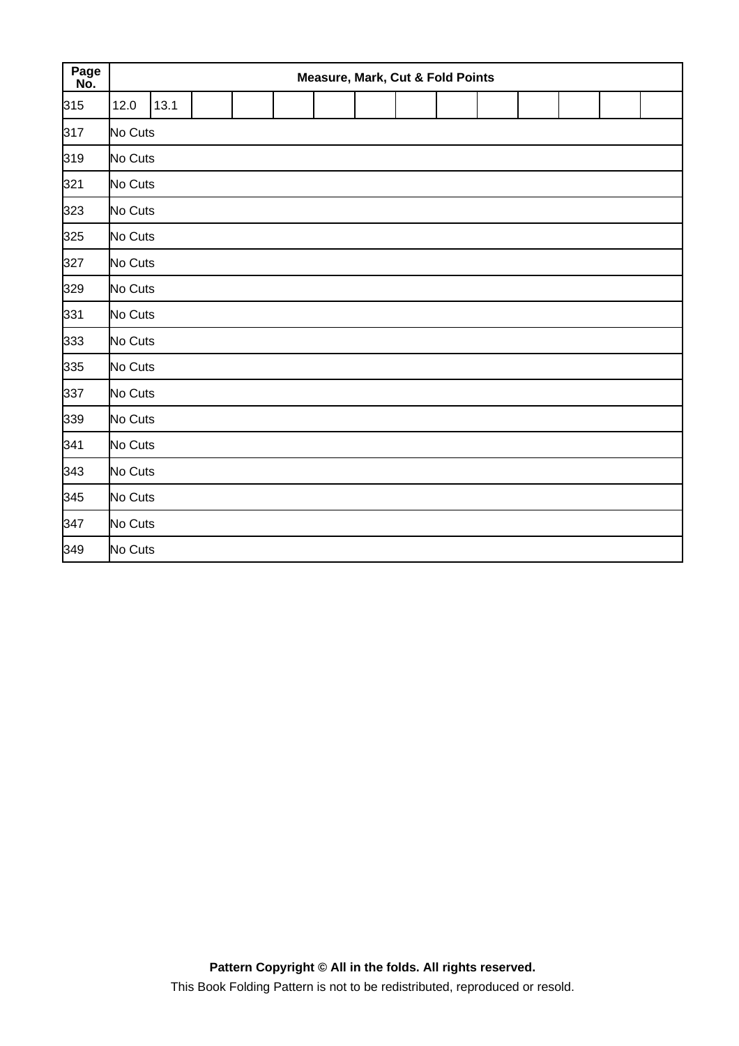| Page No. | Measure, Mark, Cut & Fold Points | | | | | | | | | | | | | |
|---|---|---|---|---|---|---|---|---|---|---|---|---|---|---|
| 315 | 12.0 | 13.1 | | | | | | | | | | | | |
| 317 | No Cuts | | | | | | | | | | | | | |
| 319 | No Cuts | | | | | | | | | | | | | |
| 321 | No Cuts | | | | | | | | | | | | | |
| 323 | No Cuts | | | | | | | | | | | | | |
| 325 | No Cuts | | | | | | | | | | | | | |
| 327 | No Cuts | | | | | | | | | | | | | |
| 329 | No Cuts | | | | | | | | | | | | | |
| 331 | No Cuts | | | | | | | | | | | | | |
| 333 | No Cuts | | | | | | | | | | | | | |
| 335 | No Cuts | | | | | | | | | | | | | |
| 337 | No Cuts | | | | | | | | | | | | | |
| 339 | No Cuts | | | | | | | | | | | | | |
| 341 | No Cuts | | | | | | | | | | | | | |
| 343 | No Cuts | | | | | | | | | | | | | |
| 345 | No Cuts | | | | | | | | | | | | | |
| 347 | No Cuts | | | | | | | | | | | | | |
| 349 | No Cuts | | | | | | | | | | | | | |

**Pattern Copyright © All in the folds. All rights reserved.**

This Book Folding Pattern is not to be redistributed, reproduced or resold.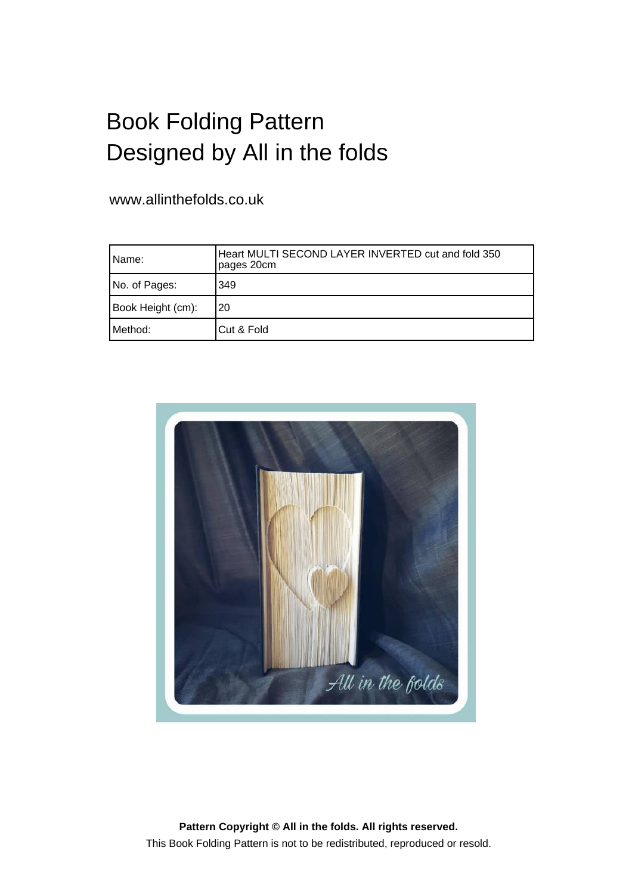# Book Folding Pattern
# Designed by All in the folds

www.allinthefolds.co.uk

| | |
|---|---|
| Name: | Heart MULTI SECOND LAYER INVERTED cut and fold 350 pages 20cm |
| No. of Pages: | 349 |
| Book Height (cm): | 20 |
| Method: | Cut & Fold |

**Pattern Copyright © All in the folds. All rights reserved.**

This Book Folding Pattern is not to be redistributed, reproduced or resold.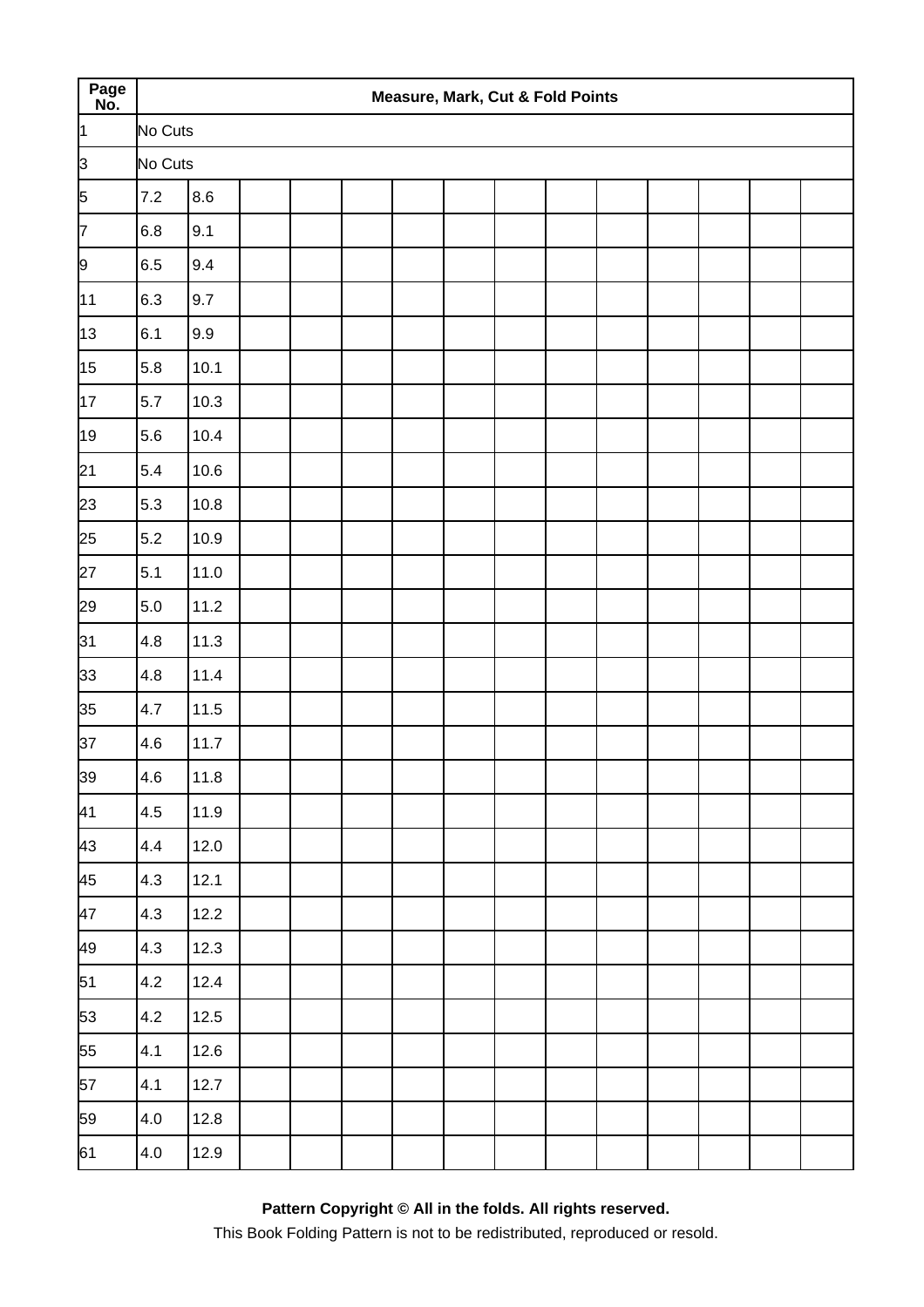| Page No. | Measure, Mark, Cut & Fold Points | | | | | | | | | | | | | |
|---|---|---|---|---|---|---|---|---|---|---|---|---|---|---|
| 1 | No Cuts | | | | | | | | | | | | | |
| 3 | No Cuts | | | | | | | | | | | | | |
| 5 | 7.2 | 8.6 | | | | | | | | | | | | |
| 7 | 6.8 | 9.1 | | | | | | | | | | | | |
| 9 | 6.5 | 9.4 | | | | | | | | | | | | |
| 11 | 6.3 | 9.7 | | | | | | | | | | | | |
| 13 | 6.1 | 9.9 | | | | | | | | | | | | |
| 15 | 5.8 | 10.1 | | | | | | | | | | | | |
| 17 | 5.7 | 10.3 | | | | | | | | | | | | |
| 19 | 5.6 | 10.4 | | | | | | | | | | | | |
| 21 | 5.4 | 10.6 | | | | | | | | | | | | |
| 23 | 5.3 | 10.8 | | | | | | | | | | | | |
| 25 | 5.2 | 10.9 | | | | | | | | | | | | |
| 27 | 5.1 | 11.0 | | | | | | | | | | | | |
| 29 | 5.0 | 11.2 | | | | | | | | | | | | |
| 31 | 4.8 | 11.3 | | | | | | | | | | | | |
| 33 | 4.8 | 11.4 | | | | | | | | | | | | |
| 35 | 4.7 | 11.5 | | | | | | | | | | | | |
| 37 | 4.6 | 11.7 | | | | | | | | | | | | |
| 39 | 4.6 | 11.8 | | | | | | | | | | | | |
| 41 | 4.5 | 11.9 | | | | | | | | | | | | |
| 43 | 4.4 | 12.0 | | | | | | | | | | | | |
| 45 | 4.3 | 12.1 | | | | | | | | | | | | |
| 47 | 4.3 | 12.2 | | | | | | | | | | | | |
| 49 | 4.3 | 12.3 | | | | | | | | | | | | |
| 51 | 4.2 | 12.4 | | | | | | | | | | | | |
| 53 | 4.2 | 12.5 | | | | | | | | | | | | |
| 55 | 4.1 | 12.6 | | | | | | | | | | | | |
| 57 | 4.1 | 12.7 | | | | | | | | | | | | |
| 59 | 4.0 | 12.8 | | | | | | | | | | | | |
| 61 | 4.0 | 12.9 | | | | | | | | | | | | |

**Pattern Copyright © All in the folds. All rights reserved.**

This Book Folding Pattern is not to be redistributed, reproduced or resold.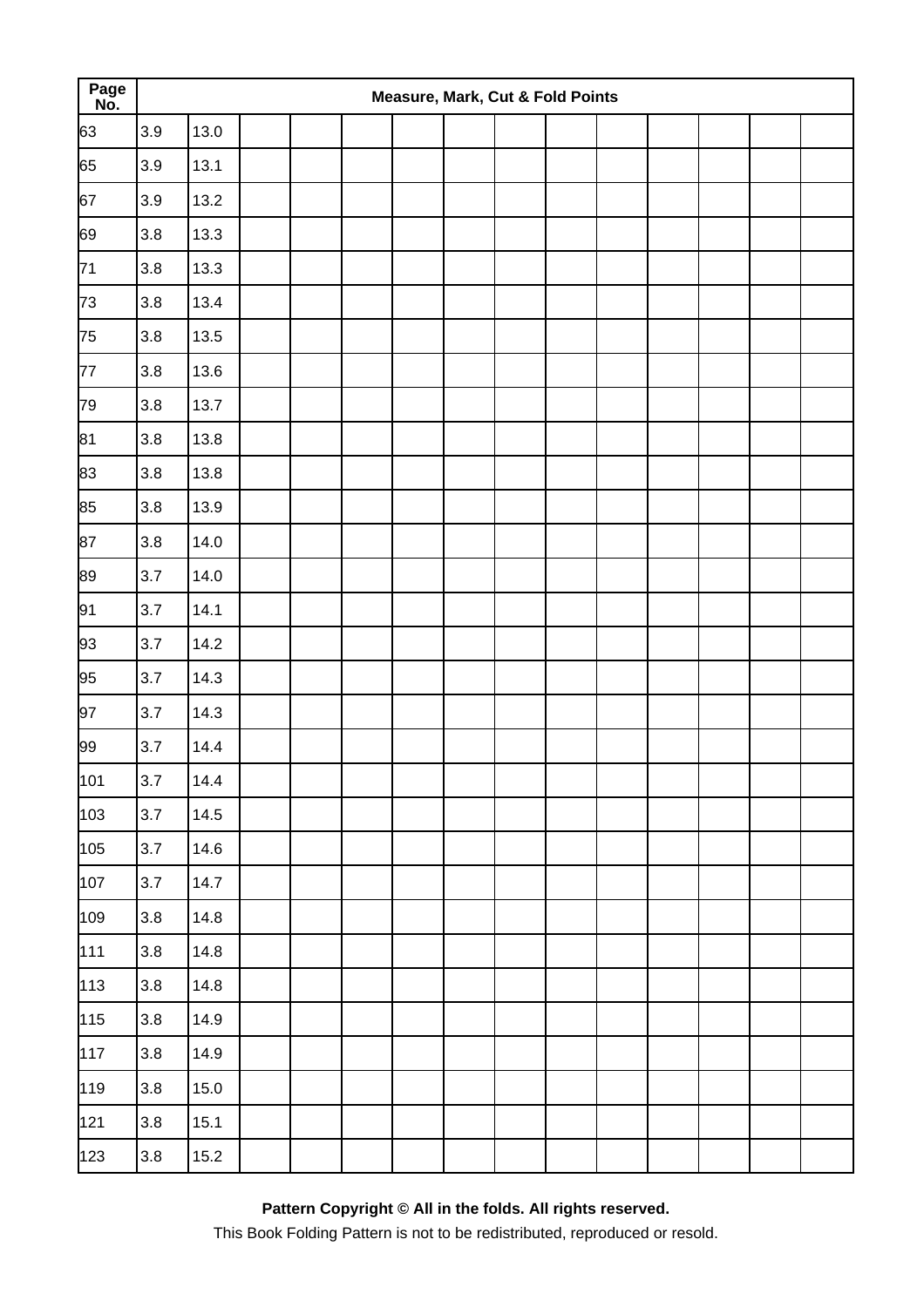| Page No. | Measure, Mark, Cut & Fold Points | | | | | | | | | | | | | |
|---|---|---|---|---|---|---|---|---|---|---|---|---|---|---|
| 63 | 3.9 | 13.0 | | | | | | | | | | | | |
| 65 | 3.9 | 13.1 | | | | | | | | | | | | |
| 67 | 3.9 | 13.2 | | | | | | | | | | | | |
| 69 | 3.8 | 13.3 | | | | | | | | | | | | |
| 71 | 3.8 | 13.3 | | | | | | | | | | | | |
| 73 | 3.8 | 13.4 | | | | | | | | | | | | |
| 75 | 3.8 | 13.5 | | | | | | | | | | | | |
| 77 | 3.8 | 13.6 | | | | | | | | | | | | |
| 79 | 3.8 | 13.7 | | | | | | | | | | | | |
| 81 | 3.8 | 13.8 | | | | | | | | | | | | |
| 83 | 3.8 | 13.8 | | | | | | | | | | | | |
| 85 | 3.8 | 13.9 | | | | | | | | | | | | |
| 87 | 3.8 | 14.0 | | | | | | | | | | | | |
| 89 | 3.7 | 14.0 | | | | | | | | | | | | |
| 91 | 3.7 | 14.1 | | | | | | | | | | | | |
| 93 | 3.7 | 14.2 | | | | | | | | | | | | |
| 95 | 3.7 | 14.3 | | | | | | | | | | | | |
| 97 | 3.7 | 14.3 | | | | | | | | | | | | |
| 99 | 3.7 | 14.4 | | | | | | | | | | | | |
| 101 | 3.7 | 14.4 | | | | | | | | | | | | |
| 103 | 3.7 | 14.5 | | | | | | | | | | | | |
| 105 | 3.7 | 14.6 | | | | | | | | | | | | |
| 107 | 3.7 | 14.7 | | | | | | | | | | | | |
| 109 | 3.8 | 14.8 | | | | | | | | | | | | |
| 111 | 3.8 | 14.8 | | | | | | | | | | | | |
| 113 | 3.8 | 14.8 | | | | | | | | | | | | |
| 115 | 3.8 | 14.9 | | | | | | | | | | | | |
| 117 | 3.8 | 14.9 | | | | | | | | | | | | |
| 119 | 3.8 | 15.0 | | | | | | | | | | | | |
| 121 | 3.8 | 15.1 | | | | | | | | | | | | |
| 123 | 3.8 | 15.2 | | | | | | | | | | | | |

**Pattern Copyright © All in the folds. All rights reserved.**

This Book Folding Pattern is not to be redistributed, reproduced or resold.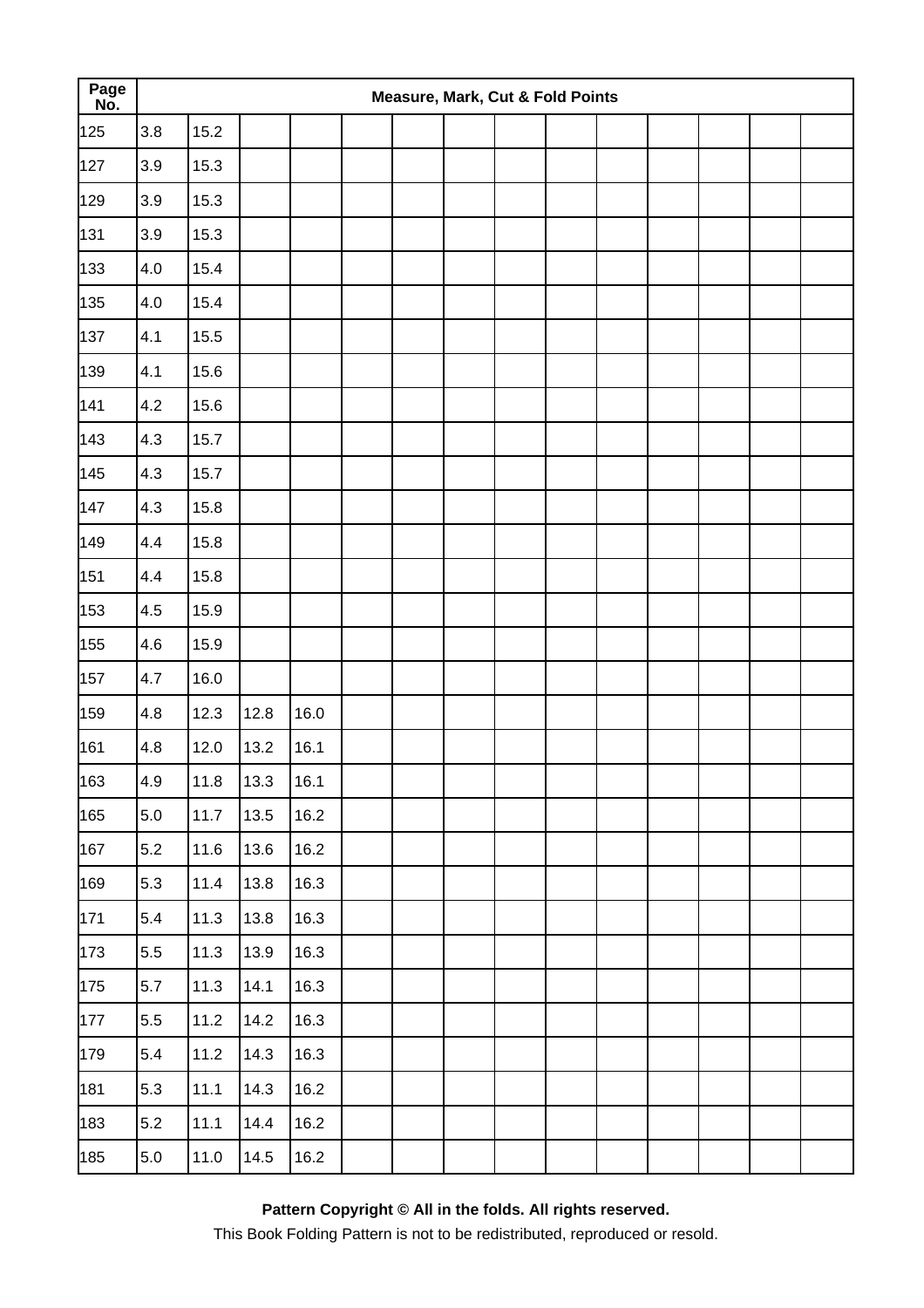| Page No. | Measure, Mark, Cut & Fold Points | | | | | | | | | | | | | |
|---|---|---|---|---|---|---|---|---|---|---|---|---|---|---|
| 125 | 3.8 | 15.2 | | | | | | | | | | | | |
| 127 | 3.9 | 15.3 | | | | | | | | | | | | |
| 129 | 3.9 | 15.3 | | | | | | | | | | | | |
| 131 | 3.9 | 15.3 | | | | | | | | | | | | |
| 133 | 4.0 | 15.4 | | | | | | | | | | | | |
| 135 | 4.0 | 15.4 | | | | | | | | | | | | |
| 137 | 4.1 | 15.5 | | | | | | | | | | | | |
| 139 | 4.1 | 15.6 | | | | | | | | | | | | |
| 141 | 4.2 | 15.6 | | | | | | | | | | | | |
| 143 | 4.3 | 15.7 | | | | | | | | | | | | |
| 145 | 4.3 | 15.7 | | | | | | | | | | | | |
| 147 | 4.3 | 15.8 | | | | | | | | | | | | |
| 149 | 4.4 | 15.8 | | | | | | | | | | | | |
| 151 | 4.4 | 15.8 | | | | | | | | | | | | |
| 153 | 4.5 | 15.9 | | | | | | | | | | | | |
| 155 | 4.6 | 15.9 | | | | | | | | | | | | |
| 157 | 4.7 | 16.0 | | | | | | | | | | | | |
| 159 | 4.8 | 12.3 | 12.8 | 16.0 | | | | | | | | | | |
| 161 | 4.8 | 12.0 | 13.2 | 16.1 | | | | | | | | | | |
| 163 | 4.9 | 11.8 | 13.3 | 16.1 | | | | | | | | | | |
| 165 | 5.0 | 11.7 | 13.5 | 16.2 | | | | | | | | | | |
| 167 | 5.2 | 11.6 | 13.6 | 16.2 | | | | | | | | | | |
| 169 | 5.3 | 11.4 | 13.8 | 16.3 | | | | | | | | | | |
| 171 | 5.4 | 11.3 | 13.8 | 16.3 | | | | | | | | | | |
| 173 | 5.5 | 11.3 | 13.9 | 16.3 | | | | | | | | | | |
| 175 | 5.7 | 11.3 | 14.1 | 16.3 | | | | | | | | | | |
| 177 | 5.5 | 11.2 | 14.2 | 16.3 | | | | | | | | | | |
| 179 | 5.4 | 11.2 | 14.3 | 16.3 | | | | | | | | | | |
| 181 | 5.3 | 11.1 | 14.3 | 16.2 | | | | | | | | | | |
| 183 | 5.2 | 11.1 | 14.4 | 16.2 | | | | | | | | | | |
| 185 | 5.0 | 11.0 | 14.5 | 16.2 | | | | | | | | | | |

**Pattern Copyright © All in the folds. All rights reserved.**

This Book Folding Pattern is not to be redistributed, reproduced or resold.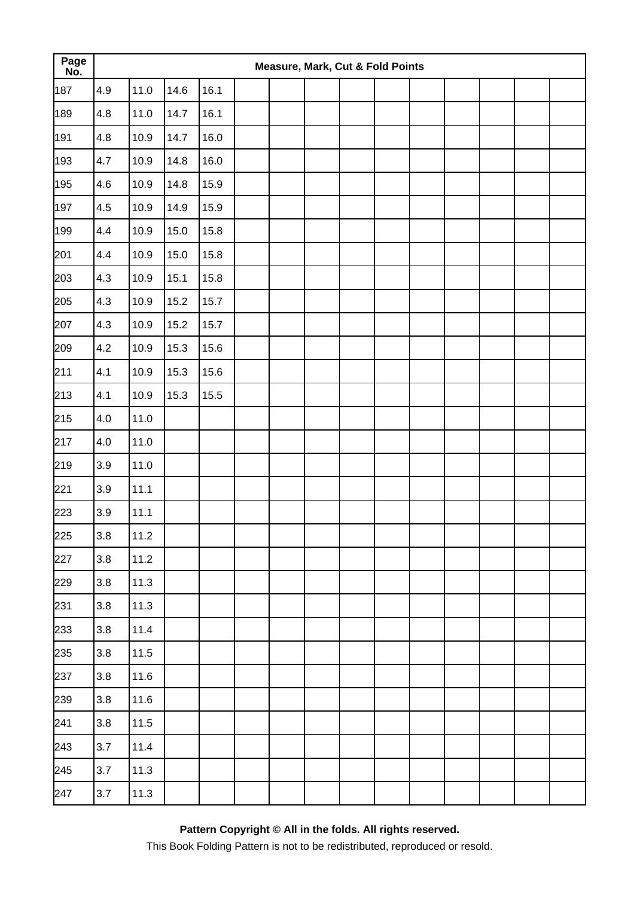| Page No. | Measure, Mark, Cut & Fold Points | | | | | | | | | | | | | |
|---|---|---|---|---|---|---|---|---|---|---|---|---|---|---|
| 187 | 4.9 | 11.0 | 14.6 | 16.1 | | | | | | | | | | |
| 189 | 4.8 | 11.0 | 14.7 | 16.1 | | | | | | | | | | |
| 191 | 4.8 | 10.9 | 14.7 | 16.0 | | | | | | | | | | |
| 193 | 4.7 | 10.9 | 14.8 | 16.0 | | | | | | | | | | |
| 195 | 4.6 | 10.9 | 14.8 | 15.9 | | | | | | | | | | |
| 197 | 4.5 | 10.9 | 14.9 | 15.9 | | | | | | | | | | |
| 199 | 4.4 | 10.9 | 15.0 | 15.8 | | | | | | | | | | |
| 201 | 4.4 | 10.9 | 15.0 | 15.8 | | | | | | | | | | |
| 203 | 4.3 | 10.9 | 15.1 | 15.8 | | | | | | | | | | |
| 205 | 4.3 | 10.9 | 15.2 | 15.7 | | | | | | | | | | |
| 207 | 4.3 | 10.9 | 15.2 | 15.7 | | | | | | | | | | |
| 209 | 4.2 | 10.9 | 15.3 | 15.6 | | | | | | | | | | |
| 211 | 4.1 | 10.9 | 15.3 | 15.6 | | | | | | | | | | |
| 213 | 4.1 | 10.9 | 15.3 | 15.5 | | | | | | | | | | |
| 215 | 4.0 | 11.0 | | | | | | | | | | | | |
| 217 | 4.0 | 11.0 | | | | | | | | | | | | |
| 219 | 3.9 | 11.0 | | | | | | | | | | | | |
| 221 | 3.9 | 11.1 | | | | | | | | | | | | |
| 223 | 3.9 | 11.1 | | | | | | | | | | | | |
| 225 | 3.8 | 11.2 | | | | | | | | | | | | |
| 227 | 3.8 | 11.2 | | | | | | | | | | | | |
| 229 | 3.8 | 11.3 | | | | | | | | | | | | |
| 231 | 3.8 | 11.3 | | | | | | | | | | | | |
| 233 | 3.8 | 11.4 | | | | | | | | | | | | |
| 235 | 3.8 | 11.5 | | | | | | | | | | | | |
| 237 | 3.8 | 11.6 | | | | | | | | | | | | |
| 239 | 3.8 | 11.6 | | | | | | | | | | | | |
| 241 | 3.8 | 11.5 | | | | | | | | | | | | |
| 243 | 3.7 | 11.4 | | | | | | | | | | | | |
| 245 | 3.7 | 11.3 | | | | | | | | | | | | |
| 247 | 3.7 | 11.3 | | | | | | | | | | | | |

**Pattern Copyright © All in the folds. All rights reserved.**

This Book Folding Pattern is not to be redistributed, reproduced or resold.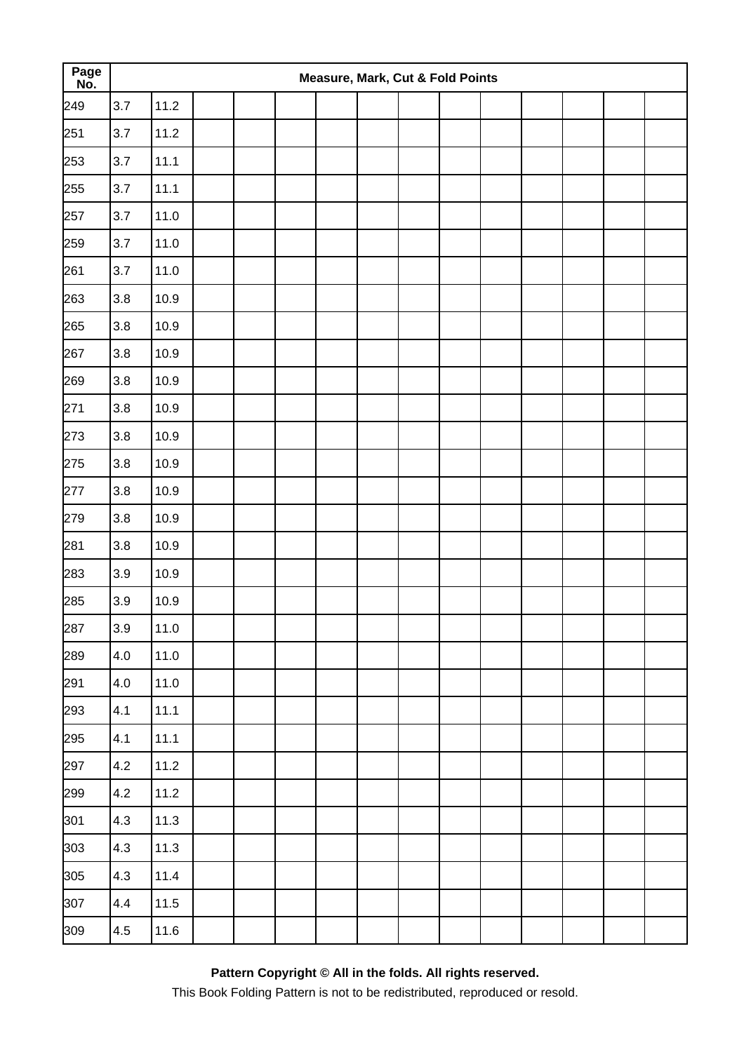| Page No. | Measure, Mark, Cut & Fold Points | | | | | | | | | | | | | |
|---|---|---|---|---|---|---|---|---|---|---|---|---|---|---|
| 249 | 3.7 | 11.2 | | | | | | | | | | | | |
| 251 | 3.7 | 11.2 | | | | | | | | | | | | |
| 253 | 3.7 | 11.1 | | | | | | | | | | | | |
| 255 | 3.7 | 11.1 | | | | | | | | | | | | |
| 257 | 3.7 | 11.0 | | | | | | | | | | | | |
| 259 | 3.7 | 11.0 | | | | | | | | | | | | |
| 261 | 3.7 | 11.0 | | | | | | | | | | | | |
| 263 | 3.8 | 10.9 | | | | | | | | | | | | |
| 265 | 3.8 | 10.9 | | | | | | | | | | | | |
| 267 | 3.8 | 10.9 | | | | | | | | | | | | |
| 269 | 3.8 | 10.9 | | | | | | | | | | | | |
| 271 | 3.8 | 10.9 | | | | | | | | | | | | |
| 273 | 3.8 | 10.9 | | | | | | | | | | | | |
| 275 | 3.8 | 10.9 | | | | | | | | | | | | |
| 277 | 3.8 | 10.9 | | | | | | | | | | | | |
| 279 | 3.8 | 10.9 | | | | | | | | | | | | |
| 281 | 3.8 | 10.9 | | | | | | | | | | | | |
| 283 | 3.9 | 10.9 | | | | | | | | | | | | |
| 285 | 3.9 | 10.9 | | | | | | | | | | | | |
| 287 | 3.9 | 11.0 | | | | | | | | | | | | |
| 289 | 4.0 | 11.0 | | | | | | | | | | | | |
| 291 | 4.0 | 11.0 | | | | | | | | | | | | |
| 293 | 4.1 | 11.1 | | | | | | | | | | | | |
| 295 | 4.1 | 11.1 | | | | | | | | | | | | |
| 297 | 4.2 | 11.2 | | | | | | | | | | | | |
| 299 | 4.2 | 11.2 | | | | | | | | | | | | |
| 301 | 4.3 | 11.3 | | | | | | | | | | | | |
| 303 | 4.3 | 11.3 | | | | | | | | | | | | |
| 305 | 4.3 | 11.4 | | | | | | | | | | | | |
| 307 | 4.4 | 11.5 | | | | | | | | | | | | |
| 309 | 4.5 | 11.6 | | | | | | | | | | | | |

**Pattern Copyright © All in the folds. All rights reserved.**

This Book Folding Pattern is not to be redistributed, reproduced or resold.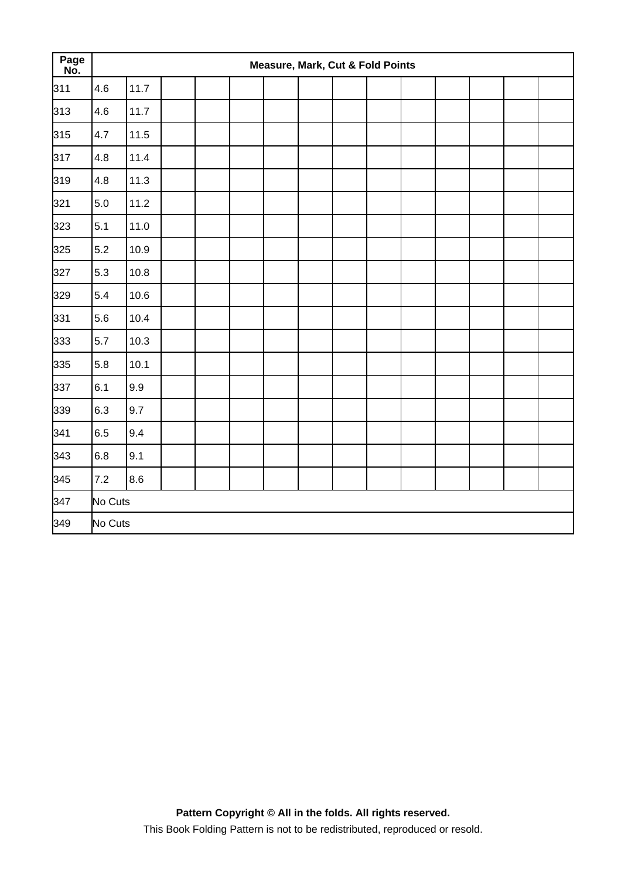| Page No. | Measure, Mark, Cut & Fold Points | | | | | | | | | | | | | |
|---|---|---|---|---|---|---|---|---|---|---|---|---|---|---|
| 311 | 4.6 | 11.7 | | | | | | | | | | | | |
| 313 | 4.6 | 11.7 | | | | | | | | | | | | |
| 315 | 4.7 | 11.5 | | | | | | | | | | | | |
| 317 | 4.8 | 11.4 | | | | | | | | | | | | |
| 319 | 4.8 | 11.3 | | | | | | | | | | | | |
| 321 | 5.0 | 11.2 | | | | | | | | | | | | |
| 323 | 5.1 | 11.0 | | | | | | | | | | | | |
| 325 | 5.2 | 10.9 | | | | | | | | | | | | |
| 327 | 5.3 | 10.8 | | | | | | | | | | | | |
| 329 | 5.4 | 10.6 | | | | | | | | | | | | |
| 331 | 5.6 | 10.4 | | | | | | | | | | | | |
| 333 | 5.7 | 10.3 | | | | | | | | | | | | |
| 335 | 5.8 | 10.1 | | | | | | | | | | | | |
| 337 | 6.1 | 9.9 | | | | | | | | | | | | |
| 339 | 6.3 | 9.7 | | | | | | | | | | | | |
| 341 | 6.5 | 9.4 | | | | | | | | | | | | |
| 343 | 6.8 | 9.1 | | | | | | | | | | | | |
| 345 | 7.2 | 8.6 | | | | | | | | | | | | |
| 347 | No Cuts | | | | | | | | | | | | | |
| 349 | No Cuts | | | | | | | | | | | | | |

**Pattern Copyright © All in the folds. All rights reserved.**

This Book Folding Pattern is not to be redistributed, reproduced or resold.